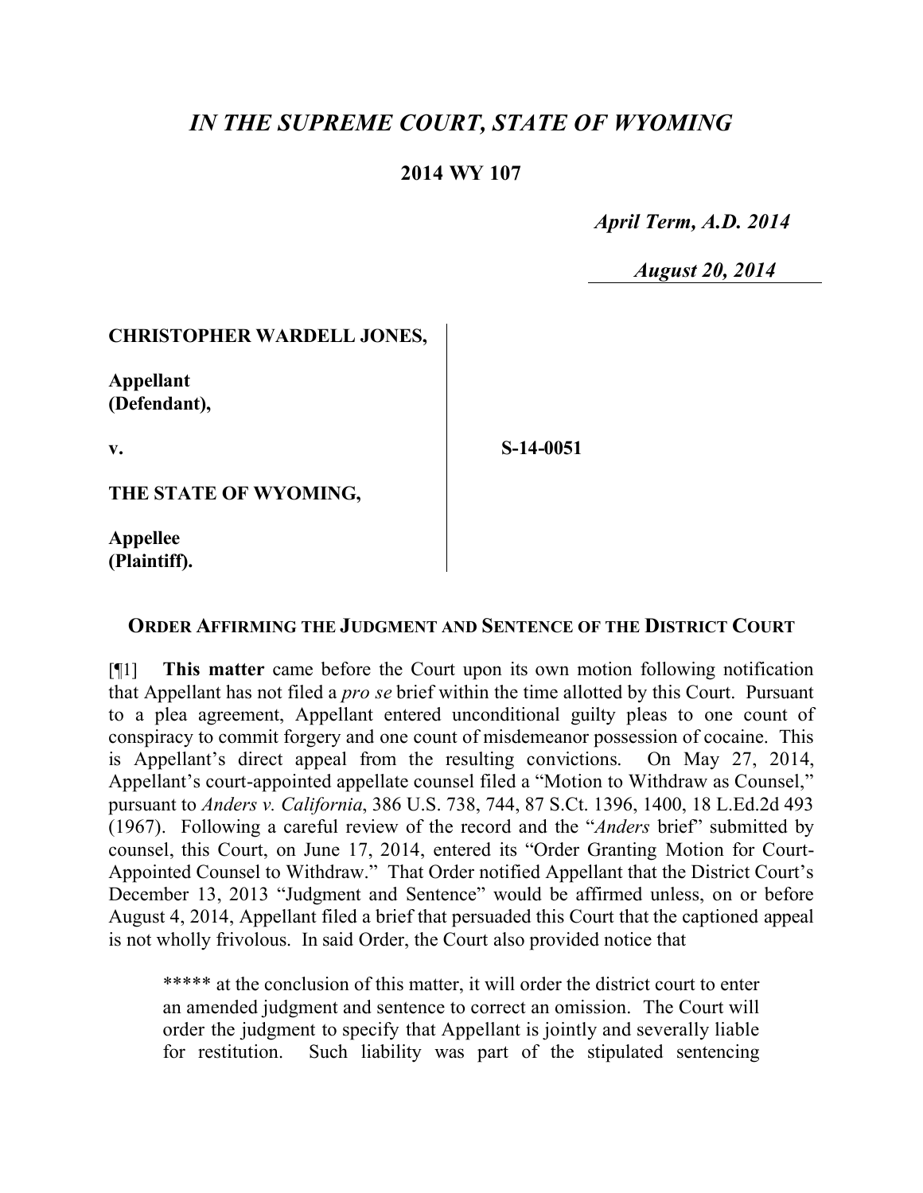# *IN THE SUPREME COURT, STATE OF WYOMING*

## 2014 WY 107

*April Term, A.D. 2014*

*August 20, 2014*

**CHRISTOPHER WARDELL JONES,**

**Appellant (Defendant),**

**v.**

**THE STATE OF WYOMING,**

**Appellee (Plaintiff).**

**S-14-0051**

### ORDER AFFIRMING THE JUDGMENT AND SENTENCE OF THE DISTRICT COURT

[¶1] **This matter** came before the Court upon its own motion following notification that Appellant has not filed a *pro se* brief within the time allotted by this Court. Pursuant to a plea agreement, Appellant entered unconditional guilty pleas to one count of conspiracy to commit forgery and one count of misdemeanor possession of cocaine. This is Appellant's direct appeal from the resulting convictions. On May 27, 2014, Appellant's court-appointed appellate counsel filed a "Motion to Withdraw as Counsel," pursuant to *Anders v. California*, 386 U.S. 738, 744, 87 S.Ct. 1396, 1400, 18 L.Ed.2d 493 (1967). Following a careful review of the record and the "*Anders* brief" submitted by counsel, this Court, on June 17, 2014, entered its "Order Granting Motion for Court-Appointed Counsel to Withdraw." That Order notified Appellant that the District Court's December 13, 2013 "Judgment and Sentence" would be affirmed unless, on or before August 4, 2014, Appellant filed a brief that persuaded this Court that the captioned appeal is not wholly frivolous. In said Order, the Court also provided notice that

> ***** at the conclusion of this matter, it will order the district court to enter an amended judgment and sentence to correct an omission. The Court will order the judgment to specify that Appellant is jointly and severally liable for restitution. Such liability was part of the stipulated sentencing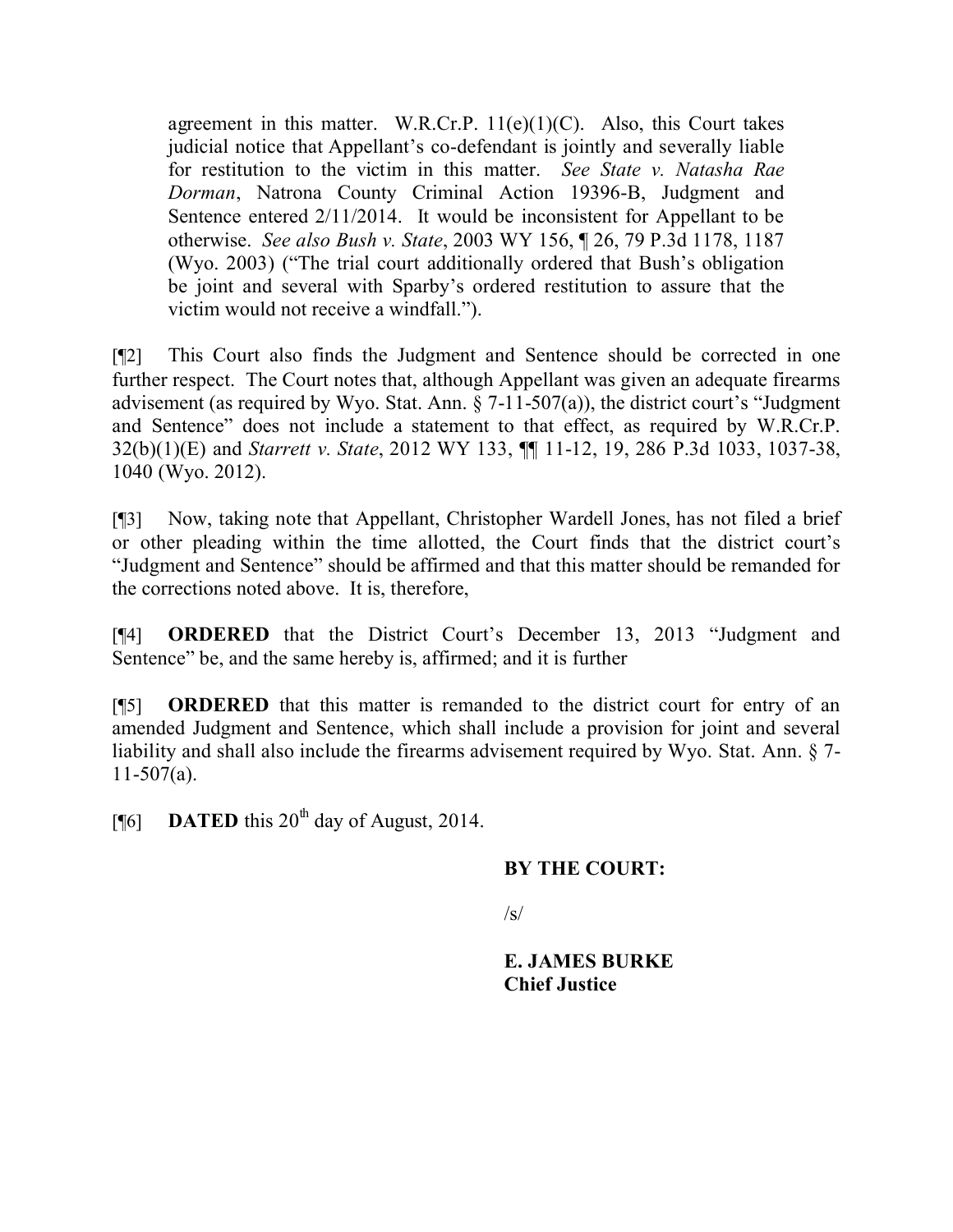agreement in this matter. W.R.Cr.P. 11(e)(1)(C). Also, this Court takes judicial notice that Appellant's co-defendant is jointly and severally liable for restitution to the victim in this matter. *See State v. Natasha Rae Dorman*, Natrona County Criminal Action 19396-B, Judgment and Sentence entered 2/11/2014. It would be inconsistent for Appellant to be otherwise. *See also Bush v. State*, 2003 WY 156, ¶ 26, 79 P.3d 1178, 1187 (Wyo. 2003) ("The trial court additionally ordered that Bush's obligation be joint and several with Sparby's ordered restitution to assure that the victim would not receive a windfall.").

[¶2] This Court also finds the Judgment and Sentence should be corrected in one further respect. The Court notes that, although Appellant was given an adequate firearms advisement (as required by Wyo. Stat. Ann. § 7-11-507(a)), the district court's "Judgment and Sentence" does not include a statement to that effect, as required by W.R.Cr.P. 32(b)(1)(E) and *Starrett v. State*, 2012 WY 133, ¶¶ 11-12, 19, 286 P.3d 1033, 1037-38, 1040 (Wyo. 2012).

[¶3] Now, taking note that Appellant, Christopher Wardell Jones, has not filed a brief or other pleading within the time allotted, the Court finds that the district court's "Judgment and Sentence" should be affirmed and that this matter should be remanded for the corrections noted above. It is, therefore,

[¶4] **ORDERED** that the District Court's December 13, 2013 "Judgment and Sentence" be, and the same hereby is, affirmed; and it is further

[¶5] **ORDERED** that this matter is remanded to the district court for entry of an amended Judgment and Sentence, which shall include a provision for joint and several liability and shall also include the firearms advisement required by Wyo. Stat. Ann. § 7-11-507(a).

[¶6] **DATED** this 20th day of August, 2014.

**BY THE COURT:**

/s/

**E. JAMES BURKE**
**Chief Justice**